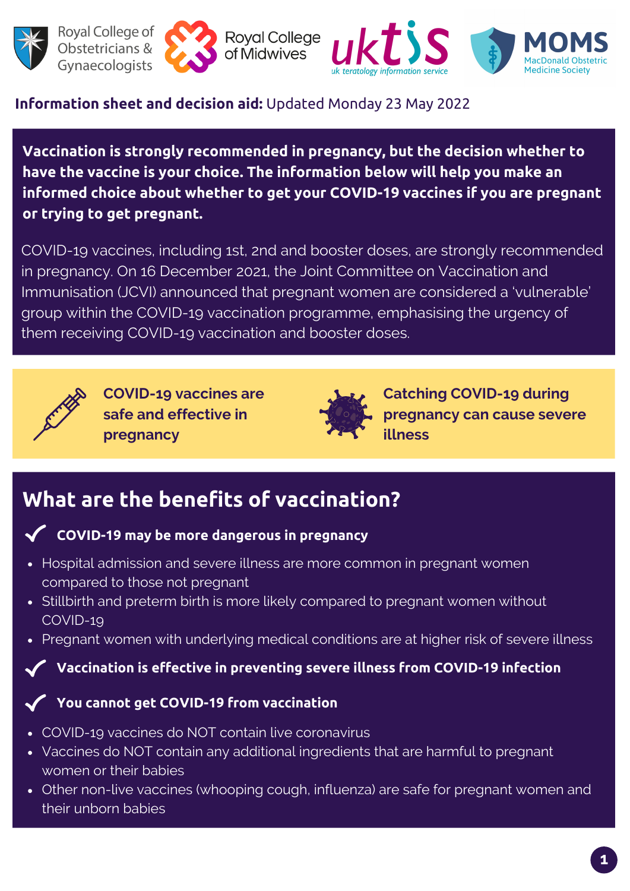Royal College of Obstetricians & Gynaecologists | Royal College of Midwives | uktis uk teratology information service | MOMS MacDonald Obstetric Medicine Society

**Information sheet and decision aid:** Updated Monday 23 May 2022

**Vaccination is strongly recommended in pregnancy, but the decision whether to have the vaccine is your choice. The information below will help you make an informed choice about whether to get your COVID-19 vaccines if you are pregnant or trying to get pregnant.**

COVID-19 vaccines, including 1st, 2nd and booster doses, are strongly recommended in pregnancy. On 16 December 2021, the Joint Committee on Vaccination and Immunisation (JCVI) announced that pregnant women are considered a 'vulnerable' group within the COVID-19 vaccination programme, emphasising the urgency of them receiving COVID-19 vaccination and booster doses.

**COVID-19 vaccines are safe and effective in pregnancy**

**Catching COVID-19 during pregnancy can cause severe illness**

## What are the benefits of vaccination?

**✓ COVID-19 may be more dangerous in pregnancy**

- Hospital admission and severe illness are more common in pregnant women compared to those not pregnant
- Stillbirth and preterm birth is more likely compared to pregnant women without COVID-19
- Pregnant women with underlying medical conditions are at higher risk of severe illness

**✓ Vaccination is effective in preventing severe illness from COVID-19 infection**

**✓ You cannot get COVID-19 from vaccination**

- COVID-19 vaccines do NOT contain live coronavirus
- Vaccines do NOT contain any additional ingredients that are harmful to pregnant women or their babies
- Other non-live vaccines (whooping cough, influenza) are safe for pregnant women and their unborn babies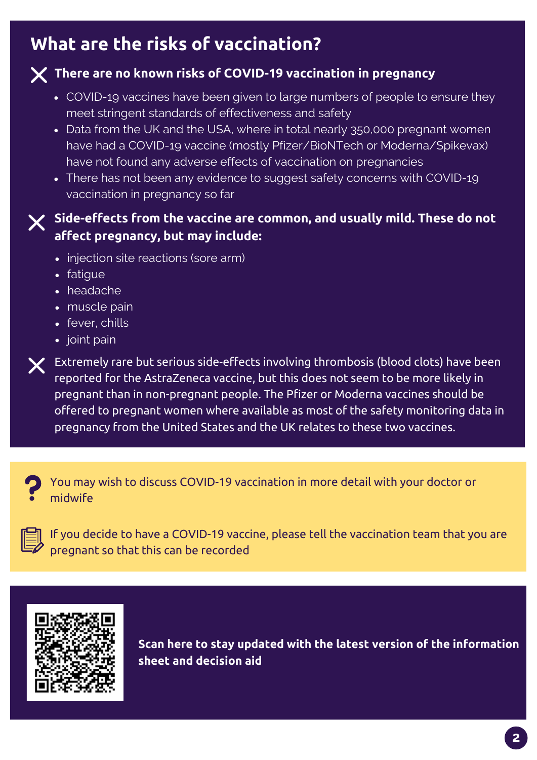## What are the risks of vaccination?

**There are no known risks of COVID-19 vaccination in pregnancy**

- COVID-19 vaccines have been given to large numbers of people to ensure they meet stringent standards of effectiveness and safety
- Data from the UK and the USA, where in total nearly 350,000 pregnant women have had a COVID-19 vaccine (mostly Pfizer/BioNTech or Moderna/Spikevax) have not found any adverse effects of vaccination on pregnancies
- There has not been any evidence to suggest safety concerns with COVID-19 vaccination in pregnancy so far

**Side-effects from the vaccine are common, and usually mild. These do not affect pregnancy, but may include:**

- injection site reactions (sore arm)
- fatigue
- headache
- muscle pain
- fever, chills
- joint pain

Extremely rare but serious side-effects involving thrombosis (blood clots) have been reported for the AstraZeneca vaccine, but this does not seem to be more likely in pregnant than in non-pregnant people. The Pfizer or Moderna vaccines should be offered to pregnant women where available as most of the safety monitoring data in pregnancy from the United States and the UK relates to these two vaccines.

You may wish to discuss COVID-19 vaccination in more detail with your doctor or midwife

If you decide to have a COVID-19 vaccine, please tell the vaccination team that you are pregnant so that this can be recorded

**Scan here to stay updated with the latest version of the information sheet and decision aid**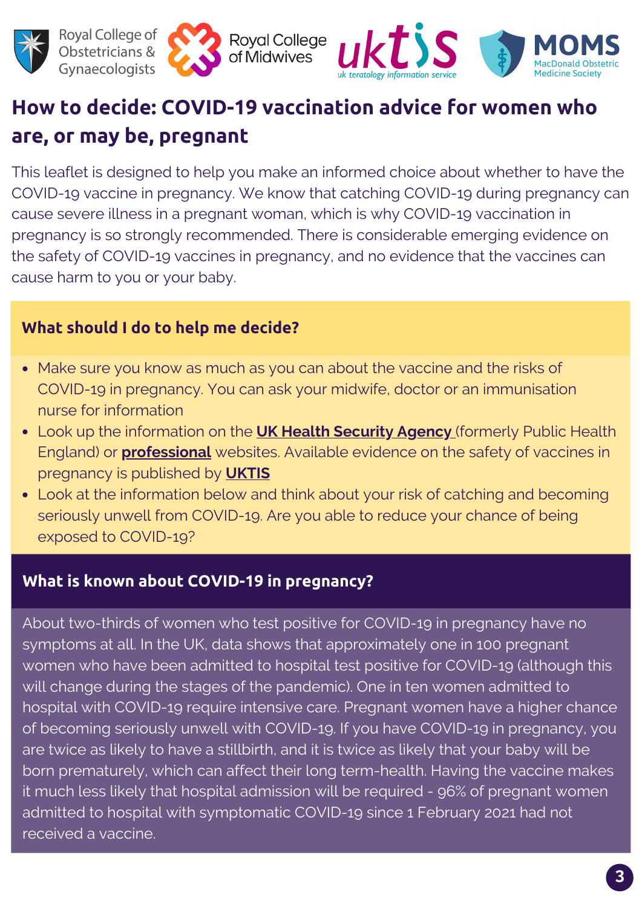# How to decide: COVID-19 vaccination advice for women who are, or may be, pregnant

This leaflet is designed to help you make an informed choice about whether to have the COVID-19 vaccine in pregnancy. We know that catching COVID-19 during pregnancy can cause severe illness in a pregnant woman, which is why COVID-19 vaccination in pregnancy is so strongly recommended. There is considerable emerging evidence on the safety of COVID-19 vaccines in pregnancy, and no evidence that the vaccines can cause harm to you or your baby.

## What should I do to help me decide?

- Make sure you know as much as you can about the vaccine and the risks of COVID-19 in pregnancy. You can ask your midwife, doctor or an immunisation nurse for information
- Look up the information on the **UK Health Security Agency** (formerly Public Health England) or **professional** websites. Available evidence on the safety of vaccines in pregnancy is published by **UKTIS**
- Look at the information below and think about your risk of catching and becoming seriously unwell from COVID-19. Are you able to reduce your chance of being exposed to COVID-19?

## What is known about COVID-19 in pregnancy?

About two-thirds of women who test positive for COVID-19 in pregnancy have no symptoms at all. In the UK, data shows that approximately one in 100 pregnant women who have been admitted to hospital test positive for COVID-19 (although this will change during the stages of the pandemic). One in ten women admitted to hospital with COVID-19 require intensive care. Pregnant women have a higher chance of becoming seriously unwell with COVID-19. If you have COVID-19 in pregnancy, you are twice as likely to have a stillbirth, and it is twice as likely that your baby will be born prematurely, which can affect their long term-health. Having the vaccine makes it much less likely that hospital admission will be required - 96% of pregnant women admitted to hospital with symptomatic COVID-19 since 1 February 2021 had not received a vaccine.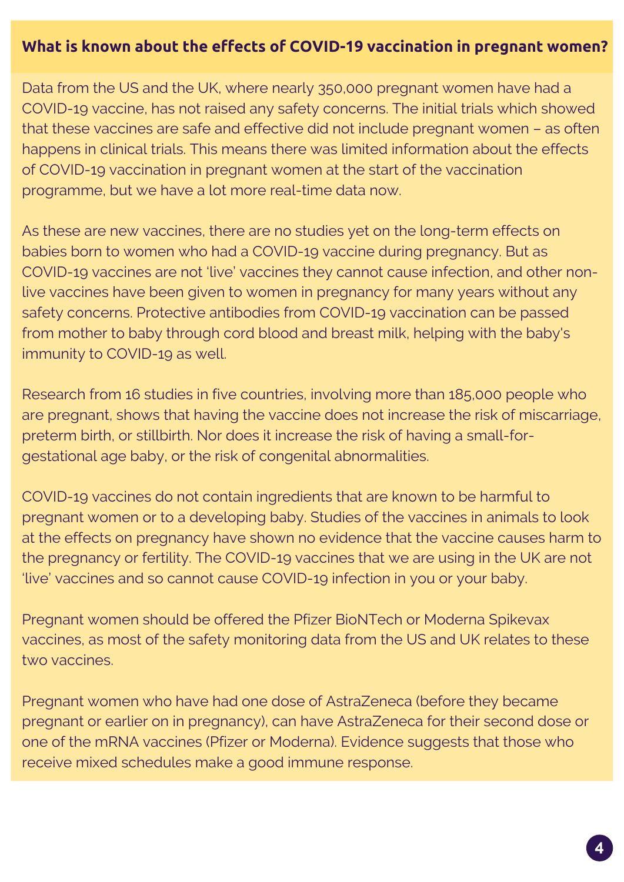## What is known about the effects of COVID-19 vaccination in pregnant women?

Data from the US and the UK, where nearly 350,000 pregnant women have had a COVID-19 vaccine, has not raised any safety concerns. The initial trials which showed that these vaccines are safe and effective did not include pregnant women – as often happens in clinical trials. This means there was limited information about the effects of COVID-19 vaccination in pregnant women at the start of the vaccination programme, but we have a lot more real-time data now.

As these are new vaccines, there are no studies yet on the long-term effects on babies born to women who had a COVID-19 vaccine during pregnancy. But as COVID-19 vaccines are not 'live' vaccines they cannot cause infection, and other non-live vaccines have been given to women in pregnancy for many years without any safety concerns. Protective antibodies from COVID-19 vaccination can be passed from mother to baby through cord blood and breast milk, helping with the baby's immunity to COVID-19 as well.

Research from 16 studies in five countries, involving more than 185,000 people who are pregnant, shows that having the vaccine does not increase the risk of miscarriage, preterm birth, or stillbirth. Nor does it increase the risk of having a small-for-gestational age baby, or the risk of congenital abnormalities.

COVID-19 vaccines do not contain ingredients that are known to be harmful to pregnant women or to a developing baby. Studies of the vaccines in animals to look at the effects on pregnancy have shown no evidence that the vaccine causes harm to the pregnancy or fertility. The COVID-19 vaccines that we are using in the UK are not 'live' vaccines and so cannot cause COVID-19 infection in you or your baby.

Pregnant women should be offered the Pfizer BioNTech or Moderna Spikevax vaccines, as most of the safety monitoring data from the US and UK relates to these two vaccines.

Pregnant women who have had one dose of AstraZeneca (before they became pregnant or earlier on in pregnancy), can have AstraZeneca for their second dose or one of the mRNA vaccines (Pfizer or Moderna). Evidence suggests that those who receive mixed schedules make a good immune response.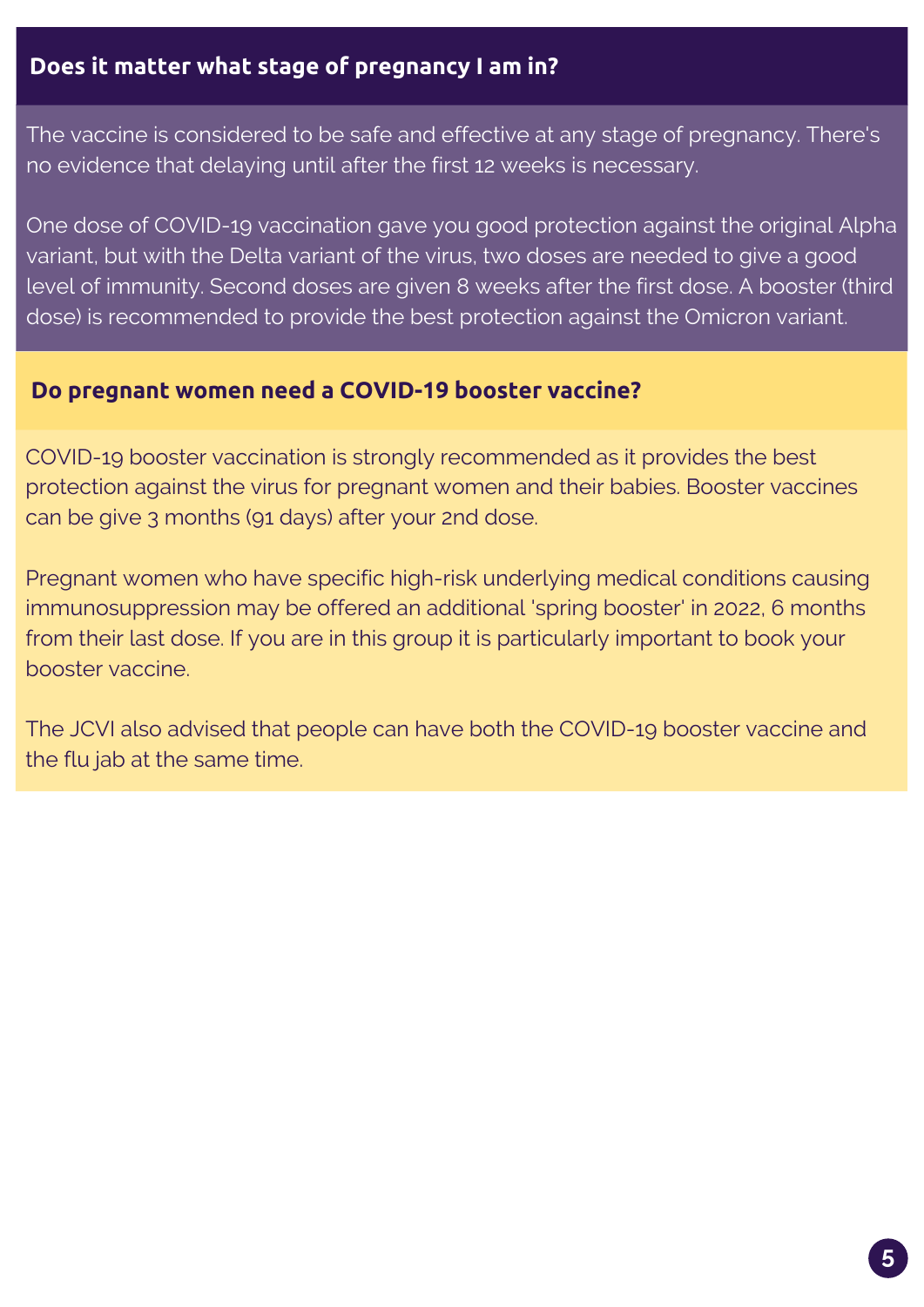## Does it matter what stage of pregnancy I am in?

The vaccine is considered to be safe and effective at any stage of pregnancy. There's no evidence that delaying until after the first 12 weeks is necessary.

One dose of COVID-19 vaccination gave you good protection against the original Alpha variant, but with the Delta variant of the virus, two doses are needed to give a good level of immunity. Second doses are given 8 weeks after the first dose. A booster (third dose) is recommended to provide the best protection against the Omicron variant.

## Do pregnant women need a COVID-19 booster vaccine?

COVID-19 booster vaccination is strongly recommended as it provides the best protection against the virus for pregnant women and their babies. Booster vaccines can be give 3 months (91 days) after your 2nd dose.

Pregnant women who have specific high-risk underlying medical conditions causing immunosuppression may be offered an additional 'spring booster' in 2022, 6 months from their last dose. If you are in this group it is particularly important to book your booster vaccine.

The JCVI also advised that people can have both the COVID-19 booster vaccine and the flu jab at the same time.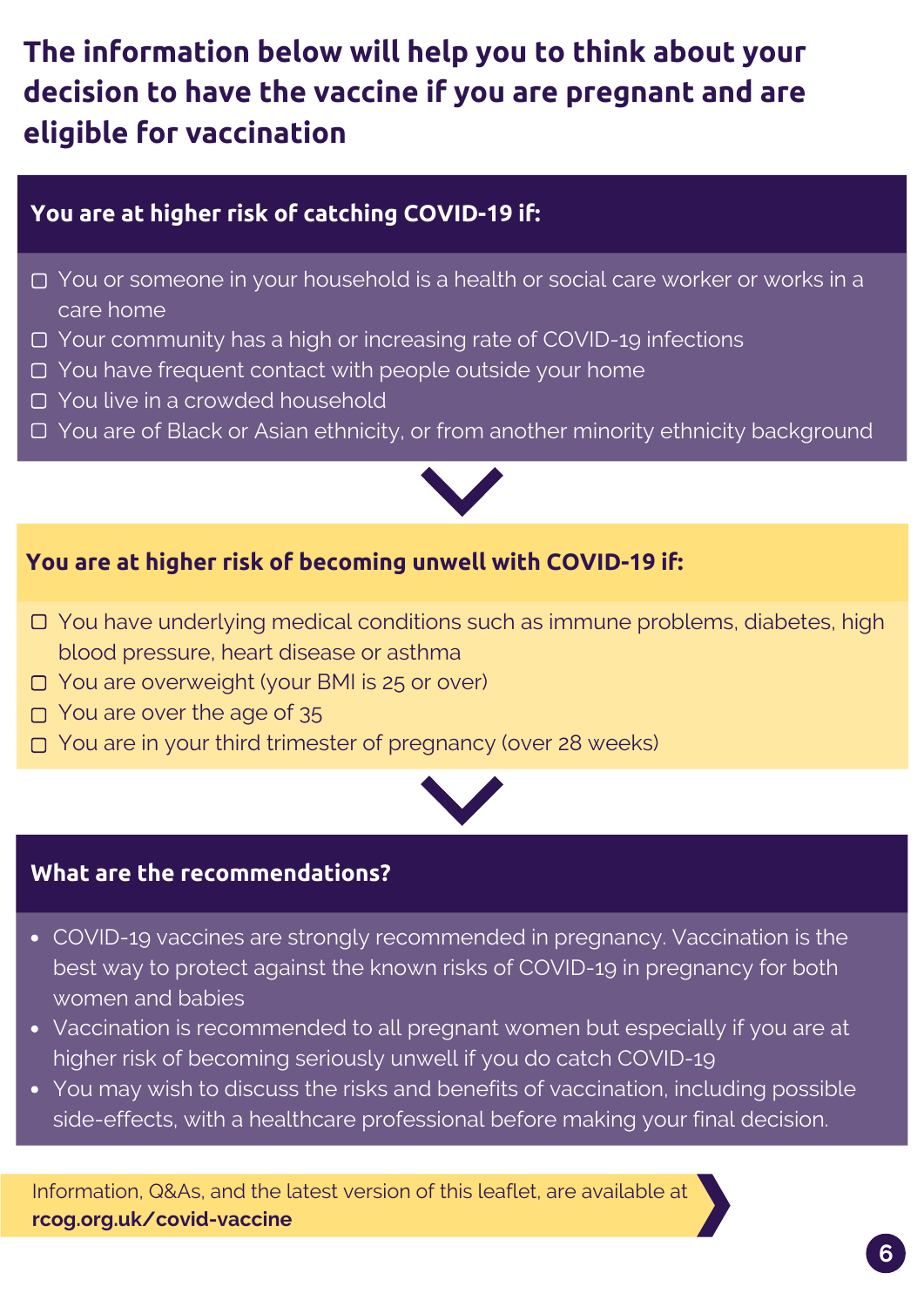# The information below will help you to think about your decision to have the vaccine if you are pregnant and are eligible for vaccination

## You are at higher risk of catching COVID-19 if:

- ☐ You or someone in your household is a health or social care worker or works in a care home
- ☐ Your community has a high or increasing rate of COVID-19 infections
- ☐ You have frequent contact with people outside your home
- ☐ You live in a crowded household
- ☐ You are of Black or Asian ethnicity, or from another minority ethnicity background

## You are at higher risk of becoming unwell with COVID-19 if:

- ☐ You have underlying medical conditions such as immune problems, diabetes, high blood pressure, heart disease or asthma
- ☐ You are overweight (your BMI is 25 or over)
- ☐ You are over the age of 35
- ☐ You are in your third trimester of pregnancy (over 28 weeks)

## What are the recommendations?

- COVID-19 vaccines are strongly recommended in pregnancy. Vaccination is the best way to protect against the known risks of COVID-19 in pregnancy for both women and babies
- Vaccination is recommended to all pregnant women but especially if you are at higher risk of becoming seriously unwell if you do catch COVID-19
- You may wish to discuss the risks and benefits of vaccination, including possible side-effects, with a healthcare professional before making your final decision.

Information, Q&As, and the latest version of this leaflet, are available at **rcog.org.uk/covid-vaccine**